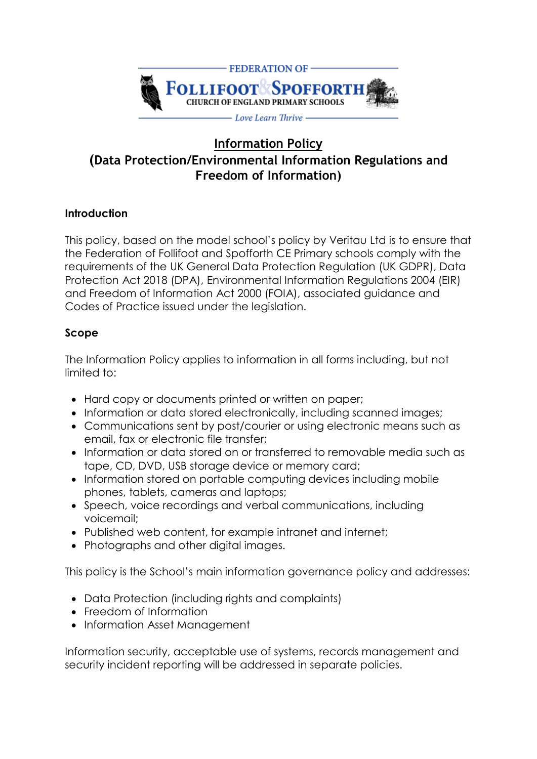FEDERATION OF

FOLLIFOOT & SPOFFORTH

CHURCH OF ENGLAND PRIMARY SCHOOLS

*Love Learn Thrive*

# Information Policy
## (Data Protection/Environmental Information Regulations and Freedom of Information)

### Introduction

This policy, based on the model school's policy by Veritau Ltd is to ensure that the Federation of Follifoot and Spofforth CE Primary schools comply with the requirements of the UK General Data Protection Regulation (UK GDPR), Data Protection Act 2018 (DPA), Environmental Information Regulations 2004 (EIR) and Freedom of Information Act 2000 (FOIA), associated guidance and Codes of Practice issued under the legislation.

### Scope

The Information Policy applies to information in all forms including, but not limited to:

- Hard copy or documents printed or written on paper;
- Information or data stored electronically, including scanned images;
- Communications sent by post/courier or using electronic means such as email, fax or electronic file transfer;
- Information or data stored on or transferred to removable media such as tape, CD, DVD, USB storage device or memory card;
- Information stored on portable computing devices including mobile phones, tablets, cameras and laptops;
- Speech, voice recordings and verbal communications, including voicemail;
- Published web content, for example intranet and internet;
- Photographs and other digital images.

This policy is the School's main information governance policy and addresses:

- Data Protection (including rights and complaints)
- Freedom of Information
- Information Asset Management

Information security, acceptable use of systems, records management and security incident reporting will be addressed in separate policies.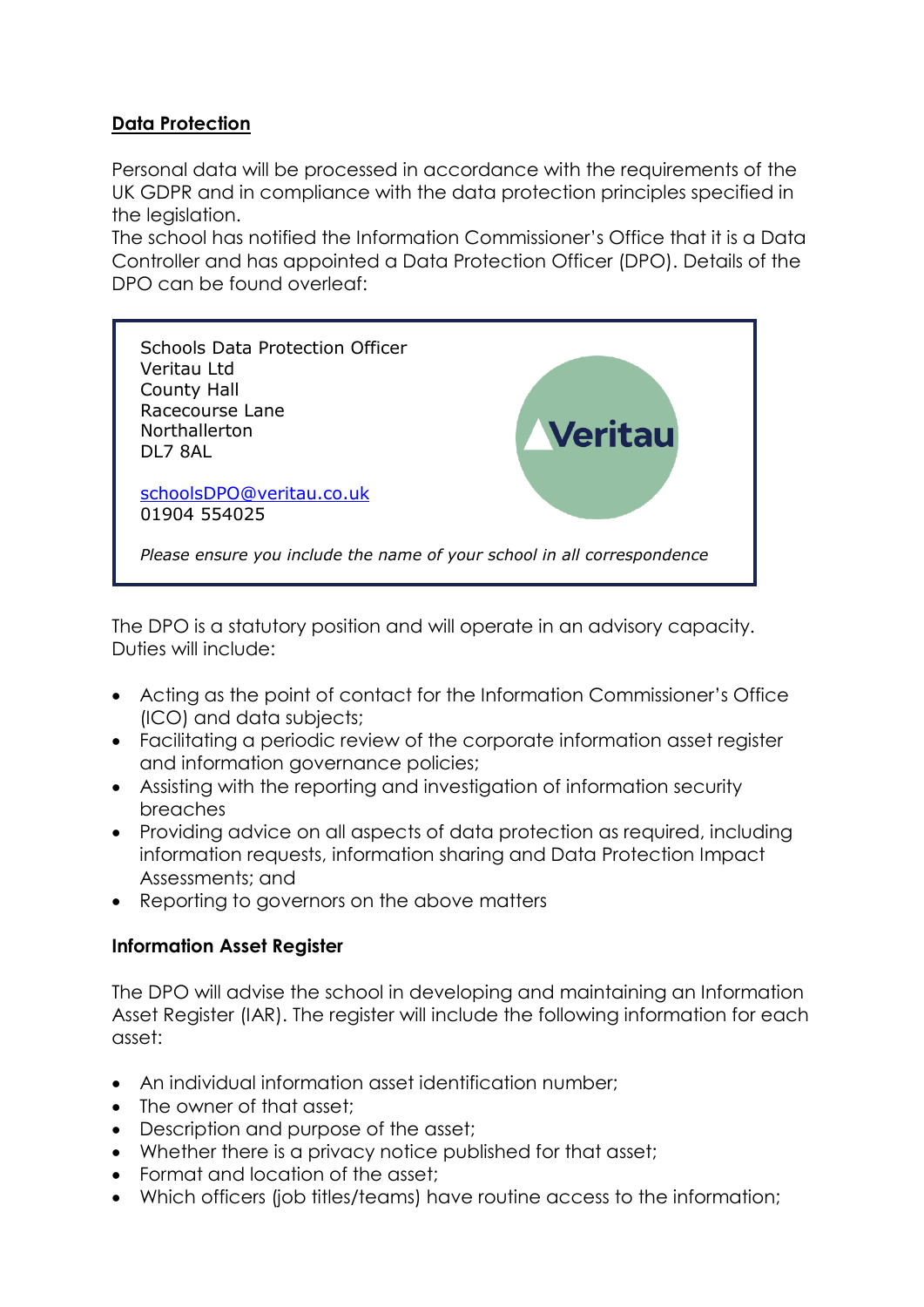**Data Protection**

Personal data will be processed in accordance with the requirements of the UK GDPR and in compliance with the data protection principles specified in the legislation.
The school has notified the Information Commissioner's Office that it is a Data Controller and has appointed a Data Protection Officer (DPO). Details of the DPO can be found overleaf:

> Schools Data Protection Officer
> Veritau Ltd
> County Hall
> Racecourse Lane
> Northallerton
> DL7 8AL
>
> schoolsDPO@veritau.co.uk
> 01904 554025
>
> *Please ensure you include the name of your school in all correspondence*

The DPO is a statutory position and will operate in an advisory capacity. Duties will include:

- Acting as the point of contact for the Information Commissioner's Office (ICO) and data subjects;
- Facilitating a periodic review of the corporate information asset register and information governance policies;
- Assisting with the reporting and investigation of information security breaches
- Providing advice on all aspects of data protection as required, including information requests, information sharing and Data Protection Impact Assessments; and
- Reporting to governors on the above matters

**Information Asset Register**

The DPO will advise the school in developing and maintaining an Information Asset Register (IAR). The register will include the following information for each asset:

- An individual information asset identification number;
- The owner of that asset;
- Description and purpose of the asset;
- Whether there is a privacy notice published for that asset;
- Format and location of the asset;
- Which officers (job titles/teams) have routine access to the information;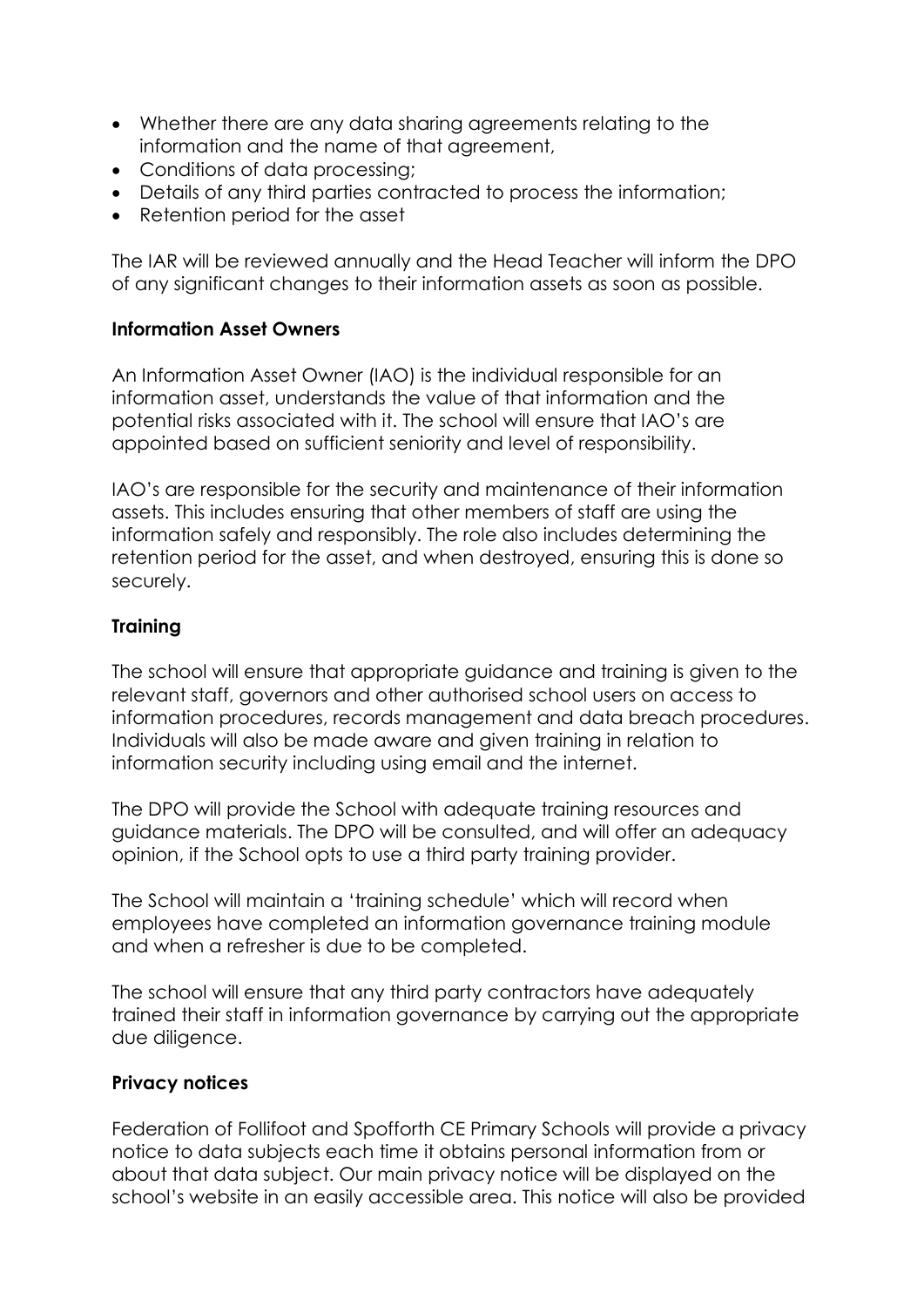- Whether there are any data sharing agreements relating to the information and the name of that agreement,
- Conditions of data processing;
- Details of any third parties contracted to process the information;
- Retention period for the asset

The IAR will be reviewed annually and the Head Teacher will inform the DPO of any significant changes to their information assets as soon as possible.

**Information Asset Owners**

An Information Asset Owner (IAO) is the individual responsible for an information asset, understands the value of that information and the potential risks associated with it. The school will ensure that IAO's are appointed based on sufficient seniority and level of responsibility.

IAO's are responsible for the security and maintenance of their information assets. This includes ensuring that other members of staff are using the information safely and responsibly. The role also includes determining the retention period for the asset, and when destroyed, ensuring this is done so securely.

**Training**

The school will ensure that appropriate guidance and training is given to the relevant staff, governors and other authorised school users on access to information procedures, records management and data breach procedures. Individuals will also be made aware and given training in relation to information security including using email and the internet.

The DPO will provide the School with adequate training resources and guidance materials. The DPO will be consulted, and will offer an adequacy opinion, if the School opts to use a third party training provider.

The School will maintain a 'training schedule' which will record when employees have completed an information governance training module and when a refresher is due to be completed.

The school will ensure that any third party contractors have adequately trained their staff in information governance by carrying out the appropriate due diligence.

**Privacy notices**

Federation of Follifoot and Spofforth CE Primary Schools will provide a privacy notice to data subjects each time it obtains personal information from or about that data subject. Our main privacy notice will be displayed on the school's website in an easily accessible area. This notice will also be provided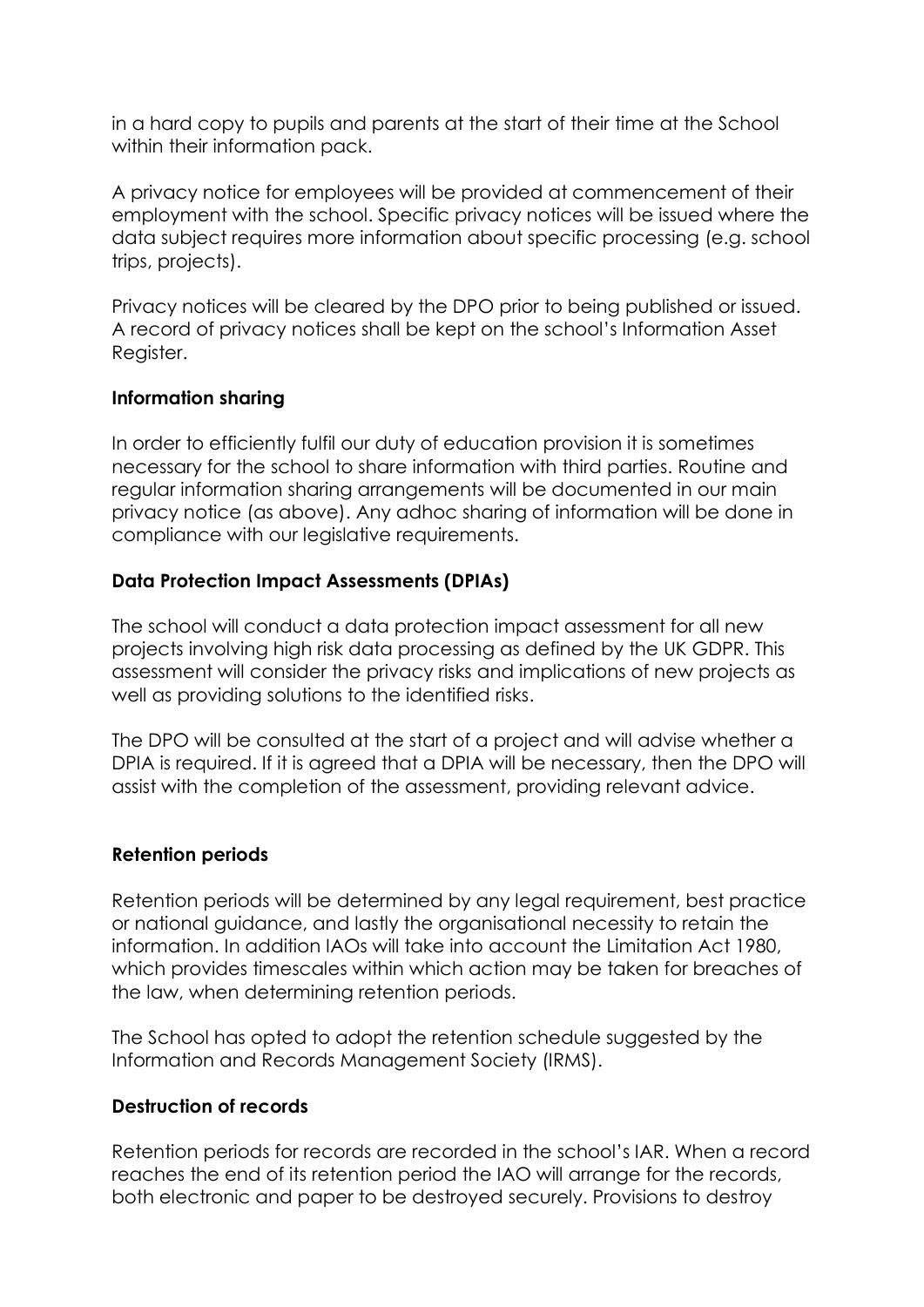in a hard copy to pupils and parents at the start of their time at the School within their information pack.

A privacy notice for employees will be provided at commencement of their employment with the school. Specific privacy notices will be issued where the data subject requires more information about specific processing (e.g. school trips, projects).

Privacy notices will be cleared by the DPO prior to being published or issued. A record of privacy notices shall be kept on the school's Information Asset Register.

**Information sharing**

In order to efficiently fulfil our duty of education provision it is sometimes necessary for the school to share information with third parties. Routine and regular information sharing arrangements will be documented in our main privacy notice (as above). Any adhoc sharing of information will be done in compliance with our legislative requirements.

**Data Protection Impact Assessments (DPIAs)**

The school will conduct a data protection impact assessment for all new projects involving high risk data processing as defined by the UK GDPR. This assessment will consider the privacy risks and implications of new projects as well as providing solutions to the identified risks.

The DPO will be consulted at the start of a project and will advise whether a DPIA is required. If it is agreed that a DPIA will be necessary, then the DPO will assist with the completion of the assessment, providing relevant advice.

**Retention periods**

Retention periods will be determined by any legal requirement, best practice or national guidance, and lastly the organisational necessity to retain the information. In addition IAOs will take into account the Limitation Act 1980, which provides timescales within which action may be taken for breaches of the law, when determining retention periods.

The School has opted to adopt the retention schedule suggested by the Information and Records Management Society (IRMS).

**Destruction of records**

Retention periods for records are recorded in the school's IAR. When a record reaches the end of its retention period the IAO will arrange for the records, both electronic and paper to be destroyed securely. Provisions to destroy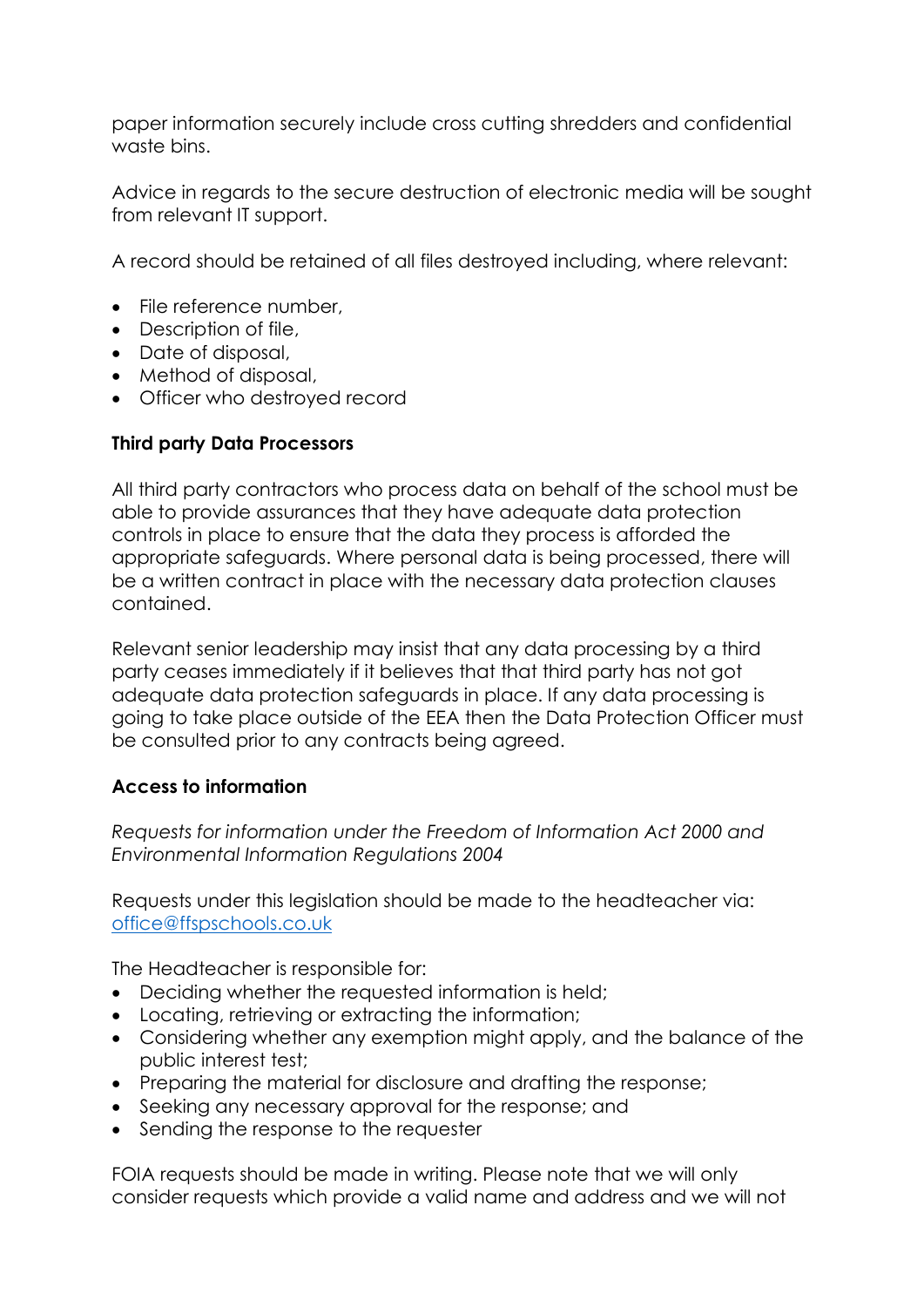paper information securely include cross cutting shredders and confidential waste bins.

Advice in regards to the secure destruction of electronic media will be sought from relevant IT support.

A record should be retained of all files destroyed including, where relevant:

- File reference number,
- Description of file,
- Date of disposal,
- Method of disposal,
- Officer who destroyed record

**Third party Data Processors**

All third party contractors who process data on behalf of the school must be able to provide assurances that they have adequate data protection controls in place to ensure that the data they process is afforded the appropriate safeguards. Where personal data is being processed, there will be a written contract in place with the necessary data protection clauses contained.

Relevant senior leadership may insist that any data processing by a third party ceases immediately if it believes that that third party has not got adequate data protection safeguards in place. If any data processing is going to take place outside of the EEA then the Data Protection Officer must be consulted prior to any contracts being agreed.

**Access to information**

*Requests for information under the Freedom of Information Act 2000 and Environmental Information Regulations 2004*

Requests under this legislation should be made to the headteacher via: office@ffspschools.co.uk

The Headteacher is responsible for:

- Deciding whether the requested information is held;
- Locating, retrieving or extracting the information;
- Considering whether any exemption might apply, and the balance of the public interest test;
- Preparing the material for disclosure and drafting the response;
- Seeking any necessary approval for the response; and
- Sending the response to the requester

FOIA requests should be made in writing. Please note that we will only consider requests which provide a valid name and address and we will not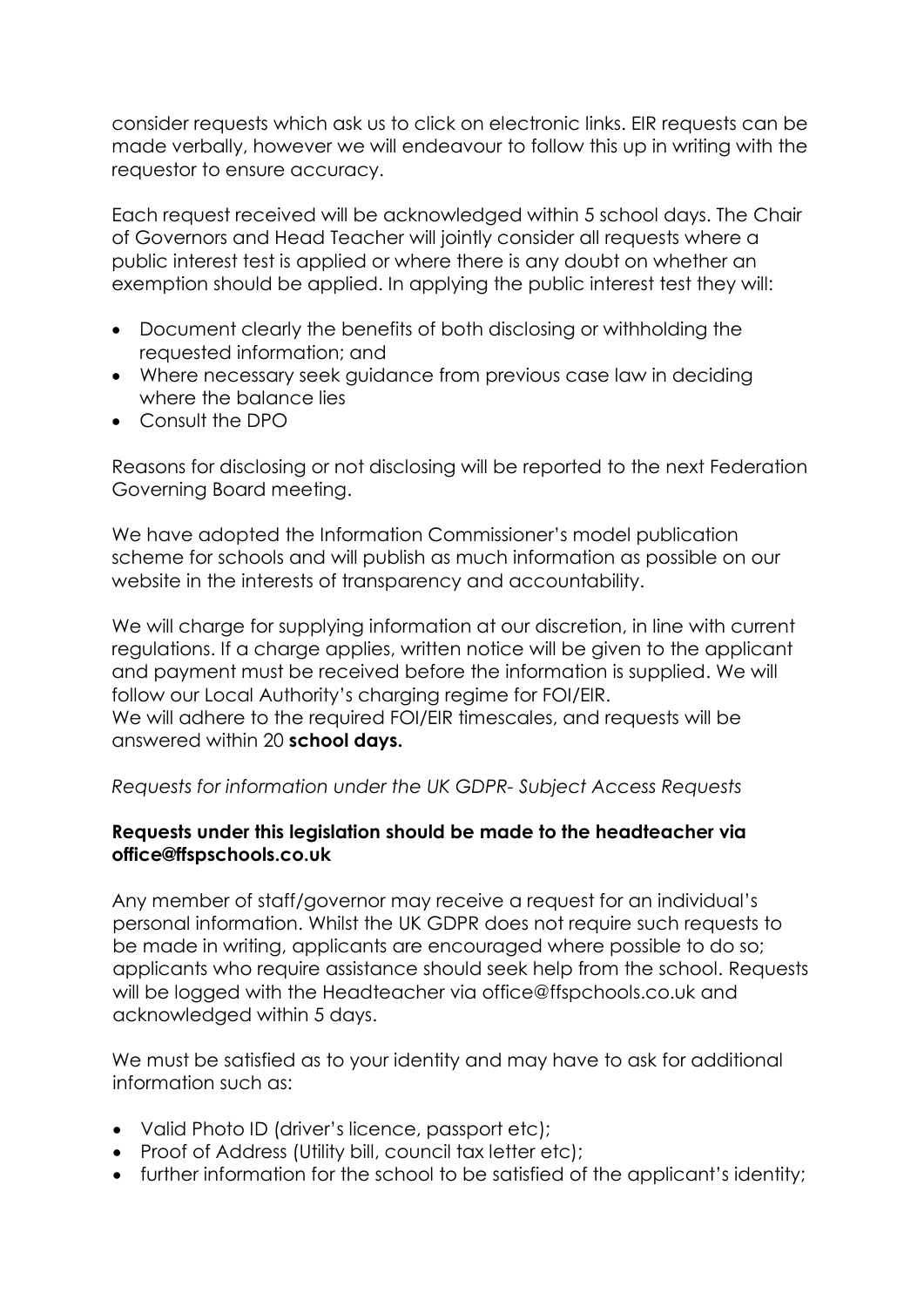consider requests which ask us to click on electronic links. EIR requests can be made verbally, however we will endeavour to follow this up in writing with the requestor to ensure accuracy.

Each request received will be acknowledged within 5 school days. The Chair of Governors and Head Teacher will jointly consider all requests where a public interest test is applied or where there is any doubt on whether an exemption should be applied. In applying the public interest test they will:

- Document clearly the benefits of both disclosing or withholding the requested information; and
- Where necessary seek guidance from previous case law in deciding where the balance lies
- Consult the DPO

Reasons for disclosing or not disclosing will be reported to the next Federation Governing Board meeting.

We have adopted the Information Commissioner's model publication scheme for schools and will publish as much information as possible on our website in the interests of transparency and accountability.

We will charge for supplying information at our discretion, in line with current regulations. If a charge applies, written notice will be given to the applicant and payment must be received before the information is supplied. We will follow our Local Authority's charging regime for FOI/EIR.
We will adhere to the required FOI/EIR timescales, and requests will be answered within 20 **school days.**

*Requests for information under the UK GDPR- Subject Access Requests*

**Requests under this legislation should be made to the headteacher via office@ffspschools.co.uk**

Any member of staff/governor may receive a request for an individual's personal information. Whilst the UK GDPR does not require such requests to be made in writing, applicants are encouraged where possible to do so; applicants who require assistance should seek help from the school. Requests will be logged with the Headteacher via office@ffspchools.co.uk and acknowledged within 5 days.

We must be satisfied as to your identity and may have to ask for additional information such as:

- Valid Photo ID (driver's licence, passport etc);
- Proof of Address (Utility bill, council tax letter etc);
- further information for the school to be satisfied of the applicant's identity;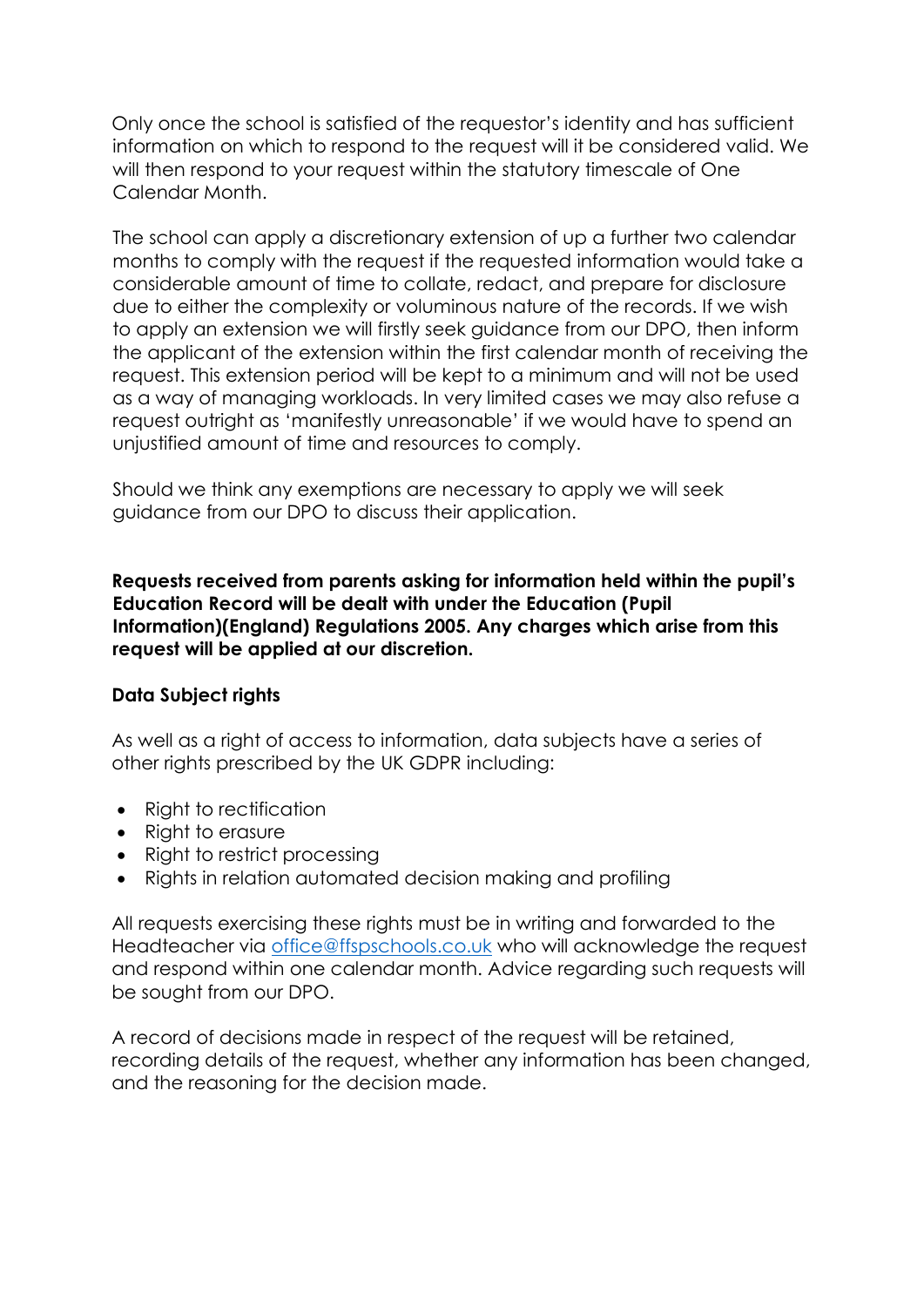Only once the school is satisfied of the requestor's identity and has sufficient information on which to respond to the request will it be considered valid. We will then respond to your request within the statutory timescale of One Calendar Month.

The school can apply a discretionary extension of up a further two calendar months to comply with the request if the requested information would take a considerable amount of time to collate, redact, and prepare for disclosure due to either the complexity or voluminous nature of the records. If we wish to apply an extension we will firstly seek guidance from our DPO, then inform the applicant of the extension within the first calendar month of receiving the request. This extension period will be kept to a minimum and will not be used as a way of managing workloads. In very limited cases we may also refuse a request outright as 'manifestly unreasonable' if we would have to spend an unjustified amount of time and resources to comply.

Should we think any exemptions are necessary to apply we will seek guidance from our DPO to discuss their application.

**Requests received from parents asking for information held within the pupil's Education Record will be dealt with under the Education (Pupil Information)(England) Regulations 2005. Any charges which arise from this request will be applied at our discretion.**

**Data Subject rights**

As well as a right of access to information, data subjects have a series of other rights prescribed by the UK GDPR including:

- Right to rectification
- Right to erasure
- Right to restrict processing
- Rights in relation automated decision making and profiling

All requests exercising these rights must be in writing and forwarded to the Headteacher via [office@ffspschools.co.uk](mailto:office@ffspschools.co.uk) who will acknowledge the request and respond within one calendar month. Advice regarding such requests will be sought from our DPO.

A record of decisions made in respect of the request will be retained, recording details of the request, whether any information has been changed, and the reasoning for the decision made.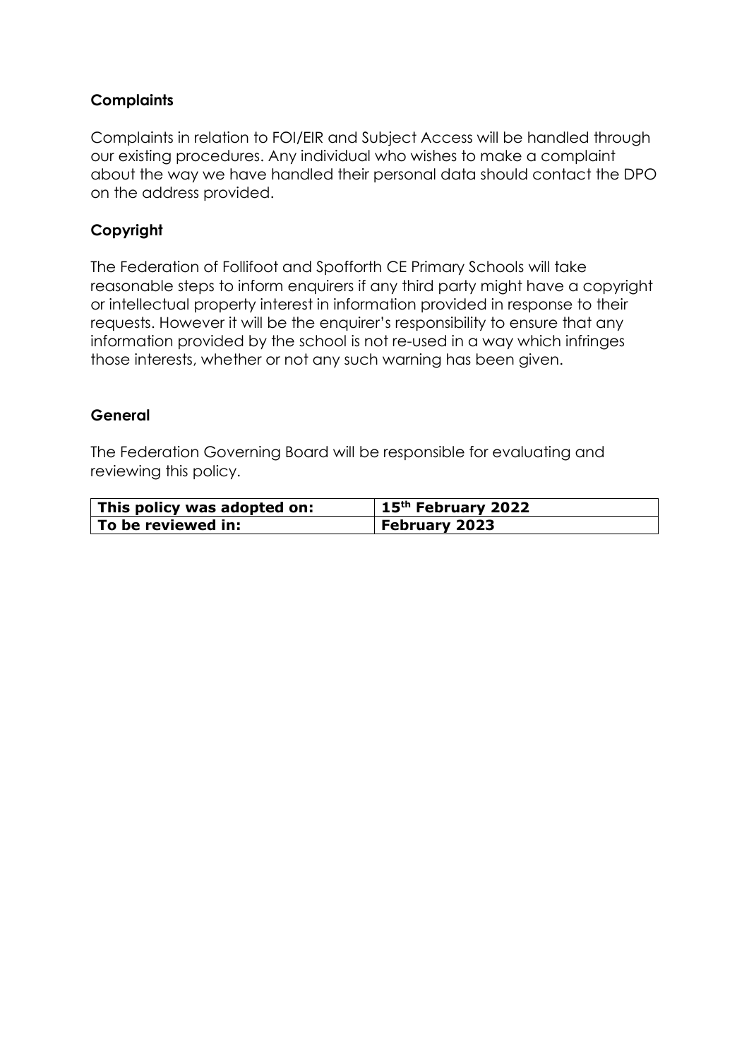### Complaints

Complaints in relation to FOI/EIR and Subject Access will be handled through our existing procedures. Any individual who wishes to make a complaint about the way we have handled their personal data should contact the DPO on the address provided.

### Copyright

The Federation of Follifoot and Spofforth CE Primary Schools will take reasonable steps to inform enquirers if any third party might have a copyright or intellectual property interest in information provided in response to their requests. However it will be the enquirer's responsibility to ensure that any information provided by the school is not re-used in a way which infringes those interests, whether or not any such warning has been given.

### General

The Federation Governing Board will be responsible for evaluating and reviewing this policy.

| | |
|---|---|
| **This policy was adopted on:** | **15th February 2022** |
| **To be reviewed in:** | **February 2023** |